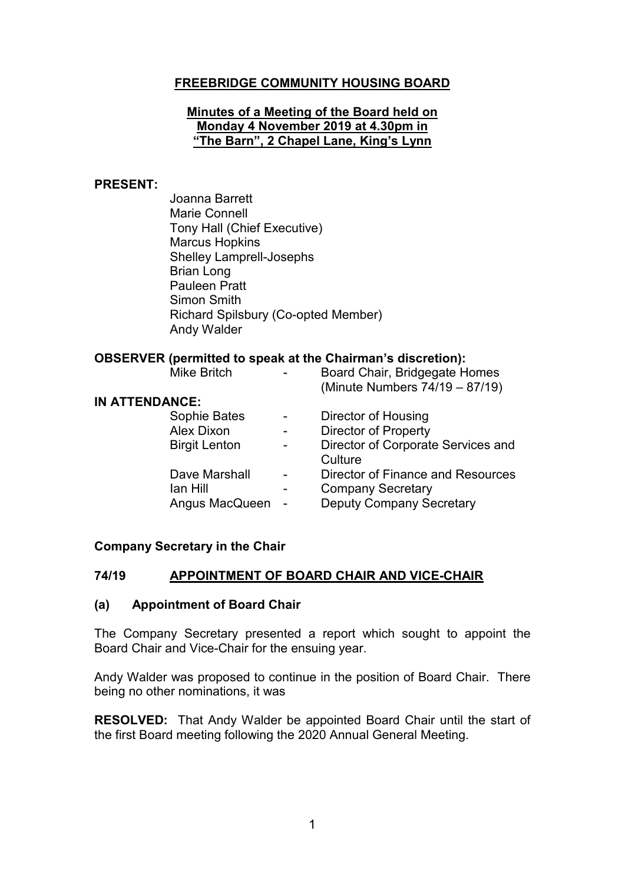# FREEBRIDGE COMMUNITY HOUSING BOARD

## Minutes of a Meeting of the Board held on Monday 4 November 2019 at 4.30pm in "The Barn", 2 Chapel Lane, King's Lynn

**PRESENT:**

Joanna Barrett
Marie Connell
Tony Hall (Chief Executive)
Marcus Hopkins
Shelley Lamprell-Josephs
Brian Long
Pauleen Pratt
Simon Smith
Richard Spilsbury (Co-opted Member)
Andy Walder

**OBSERVER (permitted to speak at the Chairman's discretion):**

| | | |
|---|---|---|
| Mike Britch | - | Board Chair, Bridgegate Homes (Minute Numbers 74/19 – 87/19) |

**IN ATTENDANCE:**

| | | |
|---|---|---|
| Sophie Bates | - | Director of Housing |
| Alex Dixon | - | Director of Property |
| Birgit Lenton | - | Director of Corporate Services and Culture |
| Dave Marshall | - | Director of Finance and Resources |
| Ian Hill | - | Company Secretary |
| Angus MacQueen | - | Deputy Company Secretary |

**Company Secretary in the Chair**

## 74/19 APPOINTMENT OF BOARD CHAIR AND VICE-CHAIR

### (a) Appointment of Board Chair

The Company Secretary presented a report which sought to appoint the Board Chair and Vice-Chair for the ensuing year.

Andy Walder was proposed to continue in the position of Board Chair. There being no other nominations, it was

**RESOLVED:** That Andy Walder be appointed Board Chair until the start of the first Board meeting following the 2020 Annual General Meeting.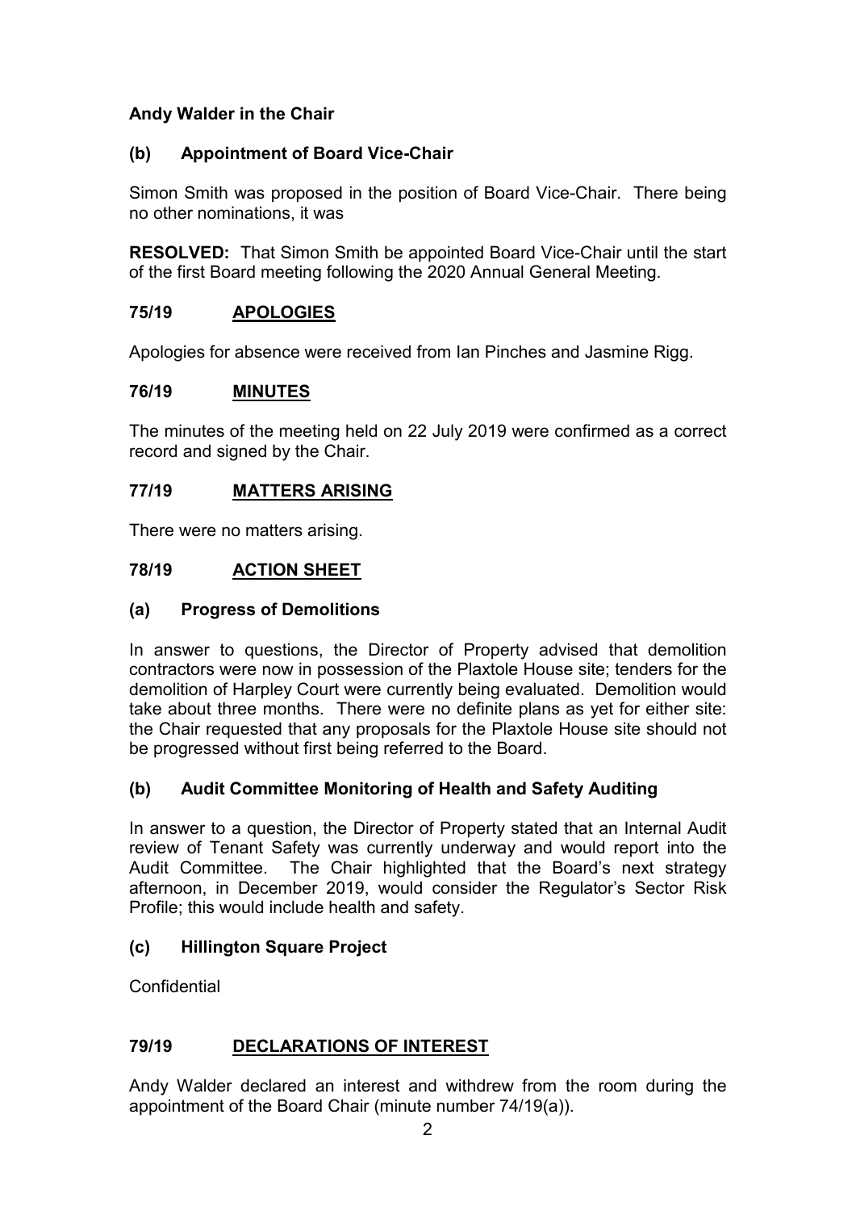**Andy Walder in the Chair**

### (b) Appointment of Board Vice-Chair

Simon Smith was proposed in the position of Board Vice-Chair. There being no other nominations, it was

**RESOLVED:** That Simon Smith be appointed Board Vice-Chair until the start of the first Board meeting following the 2020 Annual General Meeting.

## 75/19 APOLOGIES

Apologies for absence were received from Ian Pinches and Jasmine Rigg.

## 76/19 MINUTES

The minutes of the meeting held on 22 July 2019 were confirmed as a correct record and signed by the Chair.

## 77/19 MATTERS ARISING

There were no matters arising.

## 78/19 ACTION SHEET

### (a) Progress of Demolitions

In answer to questions, the Director of Property advised that demolition contractors were now in possession of the Plaxtole House site; tenders for the demolition of Harpley Court were currently being evaluated. Demolition would take about three months. There were no definite plans as yet for either site: the Chair requested that any proposals for the Plaxtole House site should not be progressed without first being referred to the Board.

### (b) Audit Committee Monitoring of Health and Safety Auditing

In answer to a question, the Director of Property stated that an Internal Audit review of Tenant Safety was currently underway and would report into the Audit Committee. The Chair highlighted that the Board's next strategy afternoon, in December 2019, would consider the Regulator's Sector Risk Profile; this would include health and safety.

### (c) Hillington Square Project

Confidential

## 79/19 DECLARATIONS OF INTEREST

Andy Walder declared an interest and withdrew from the room during the appointment of the Board Chair (minute number 74/19(a)).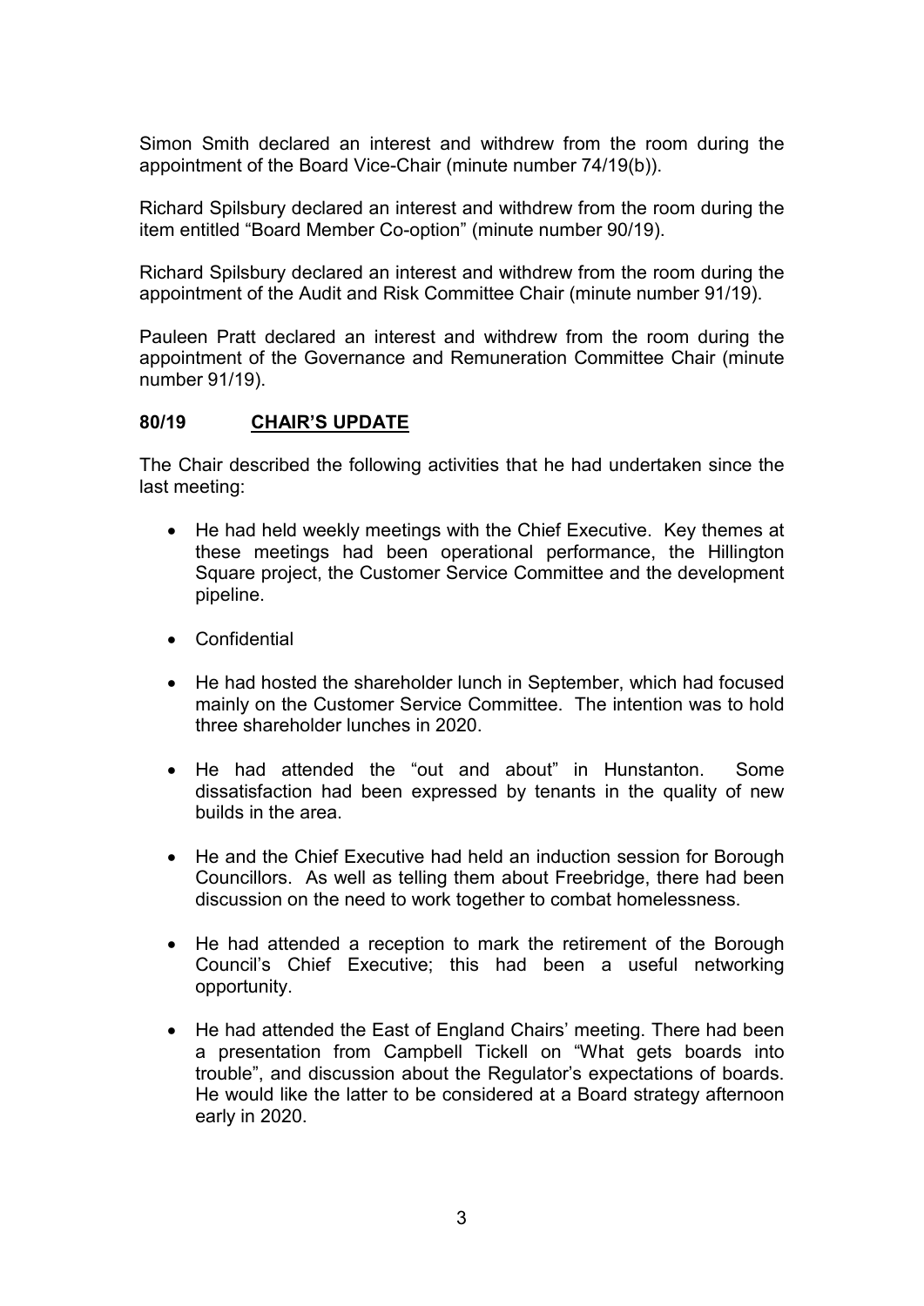Simon Smith declared an interest and withdrew from the room during the appointment of the Board Vice-Chair (minute number 74/19(b)).

Richard Spilsbury declared an interest and withdrew from the room during the item entitled "Board Member Co-option" (minute number 90/19).

Richard Spilsbury declared an interest and withdrew from the room during the appointment of the Audit and Risk Committee Chair (minute number 91/19).

Pauleen Pratt declared an interest and withdrew from the room during the appointment of the Governance and Remuneration Committee Chair (minute number 91/19).

**80/19 <u>CHAIR'S UPDATE</u>**

The Chair described the following activities that he had undertaken since the last meeting:

- He had held weekly meetings with the Chief Executive. Key themes at these meetings had been operational performance, the Hillington Square project, the Customer Service Committee and the development pipeline.

- Confidential

- He had hosted the shareholder lunch in September, which had focused mainly on the Customer Service Committee. The intention was to hold three shareholder lunches in 2020.

- He had attended the "out and about" in Hunstanton. Some dissatisfaction had been expressed by tenants in the quality of new builds in the area.

- He and the Chief Executive had held an induction session for Borough Councillors. As well as telling them about Freebridge, there had been discussion on the need to work together to combat homelessness.

- He had attended a reception to mark the retirement of the Borough Council's Chief Executive; this had been a useful networking opportunity.

- He had attended the East of England Chairs' meeting. There had been a presentation from Campbell Tickell on "What gets boards into trouble", and discussion about the Regulator's expectations of boards. He would like the latter to be considered at a Board strategy afternoon early in 2020.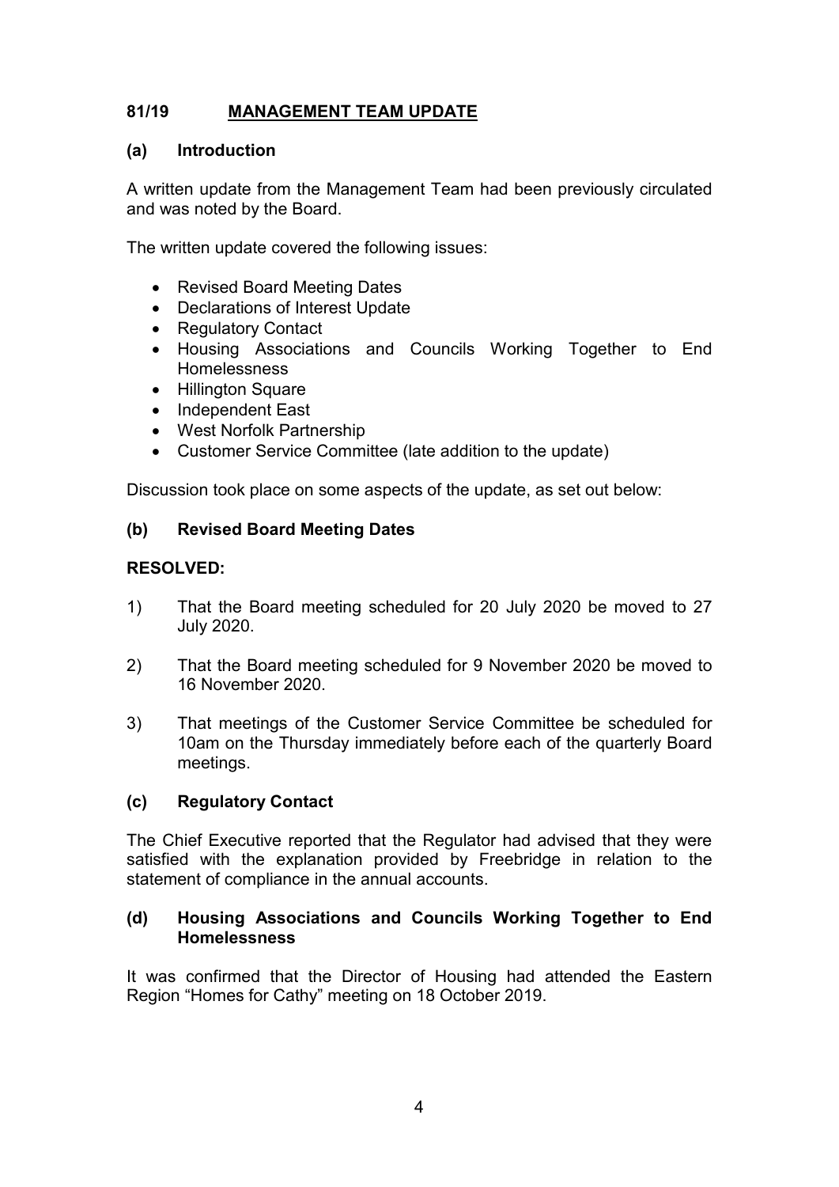## 81/19 MANAGEMENT TEAM UPDATE

### (a) Introduction

A written update from the Management Team had been previously circulated and was noted by the Board.

The written update covered the following issues:

- Revised Board Meeting Dates
- Declarations of Interest Update
- Regulatory Contact
- Housing Associations and Councils Working Together to End Homelessness
- Hillington Square
- Independent East
- West Norfolk Partnership
- Customer Service Committee (late addition to the update)

Discussion took place on some aspects of the update, as set out below:

### (b) Revised Board Meeting Dates

**RESOLVED:**

1) That the Board meeting scheduled for 20 July 2020 be moved to 27 July 2020.

2) That the Board meeting scheduled for 9 November 2020 be moved to 16 November 2020.

3) That meetings of the Customer Service Committee be scheduled for 10am on the Thursday immediately before each of the quarterly Board meetings.

### (c) Regulatory Contact

The Chief Executive reported that the Regulator had advised that they were satisfied with the explanation provided by Freebridge in relation to the statement of compliance in the annual accounts.

### (d) Housing Associations and Councils Working Together to End Homelessness

It was confirmed that the Director of Housing had attended the Eastern Region "Homes for Cathy" meeting on 18 October 2019.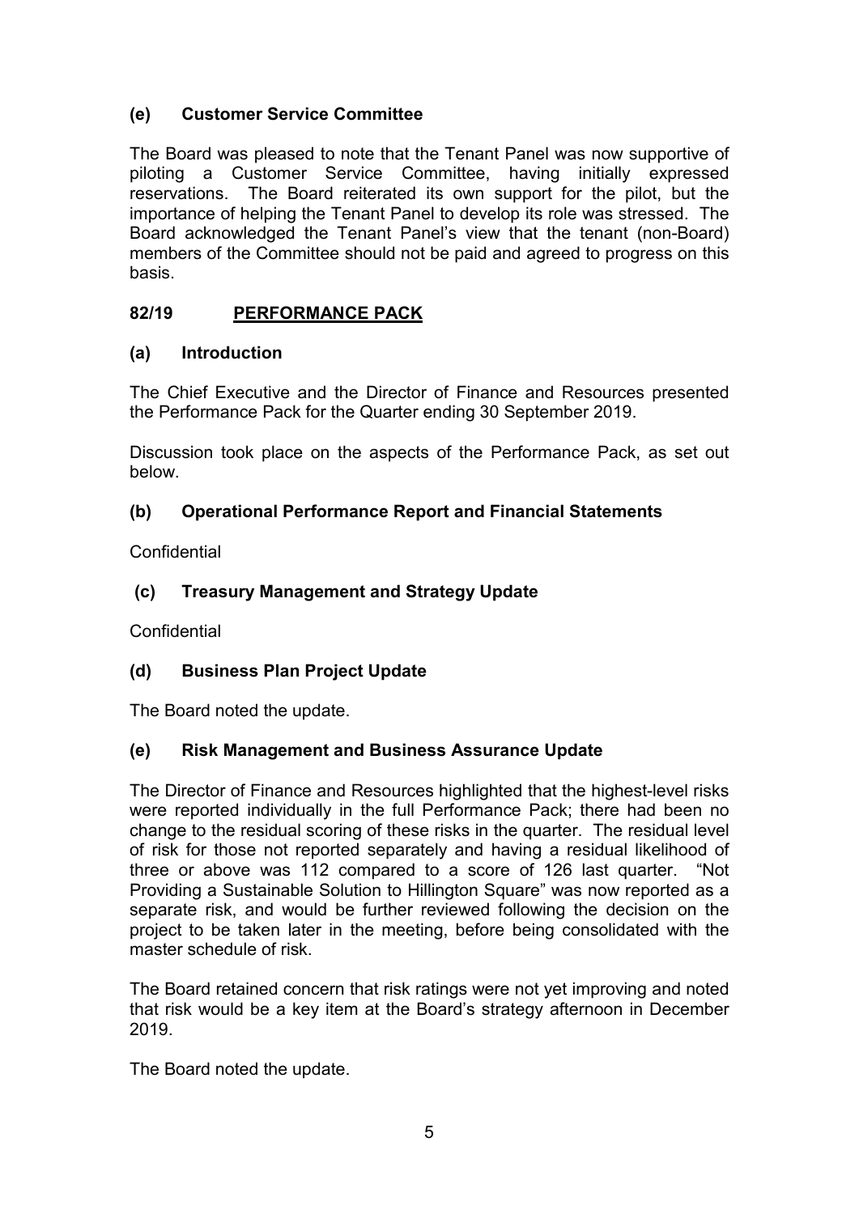### (e) Customer Service Committee

The Board was pleased to note that the Tenant Panel was now supportive of piloting a Customer Service Committee, having initially expressed reservations. The Board reiterated its own support for the pilot, but the importance of helping the Tenant Panel to develop its role was stressed. The Board acknowledged the Tenant Panel's view that the tenant (non-Board) members of the Committee should not be paid and agreed to progress on this basis.

## 82/19 PERFORMANCE PACK

### (a) Introduction

The Chief Executive and the Director of Finance and Resources presented the Performance Pack for the Quarter ending 30 September 2019.

Discussion took place on the aspects of the Performance Pack, as set out below.

### (b) Operational Performance Report and Financial Statements

Confidential

### (c) Treasury Management and Strategy Update

Confidential

### (d) Business Plan Project Update

The Board noted the update.

### (e) Risk Management and Business Assurance Update

The Director of Finance and Resources highlighted that the highest-level risks were reported individually in the full Performance Pack; there had been no change to the residual scoring of these risks in the quarter. The residual level of risk for those not reported separately and having a residual likelihood of three or above was 112 compared to a score of 126 last quarter. "Not Providing a Sustainable Solution to Hillington Square" was now reported as a separate risk, and would be further reviewed following the decision on the project to be taken later in the meeting, before being consolidated with the master schedule of risk.

The Board retained concern that risk ratings were not yet improving and noted that risk would be a key item at the Board's strategy afternoon in December 2019.

The Board noted the update.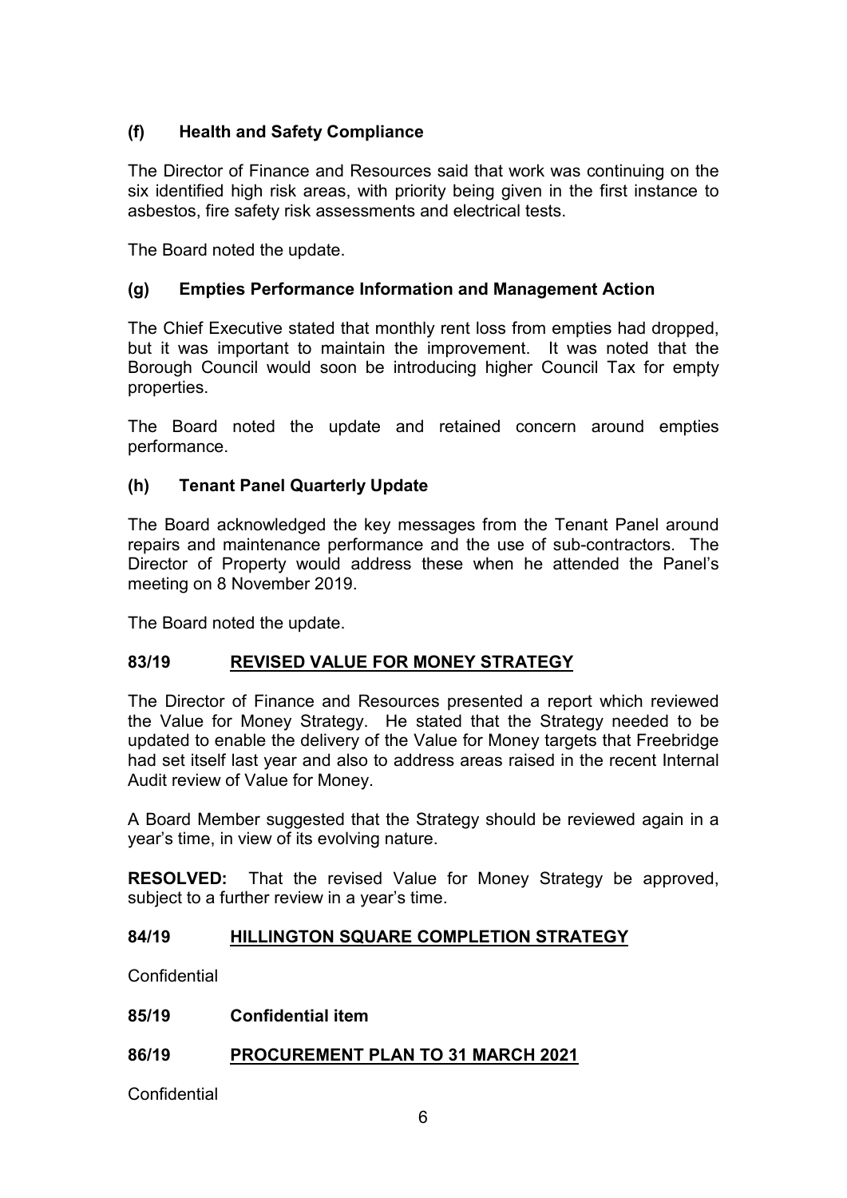### (f) Health and Safety Compliance

The Director of Finance and Resources said that work was continuing on the six identified high risk areas, with priority being given in the first instance to asbestos, fire safety risk assessments and electrical tests.

The Board noted the update.

### (g) Empties Performance Information and Management Action

The Chief Executive stated that monthly rent loss from empties had dropped, but it was important to maintain the improvement. It was noted that the Borough Council would soon be introducing higher Council Tax for empty properties.

The Board noted the update and retained concern around empties performance.

### (h) Tenant Panel Quarterly Update

The Board acknowledged the key messages from the Tenant Panel around repairs and maintenance performance and the use of sub-contractors. The Director of Property would address these when he attended the Panel's meeting on 8 November 2019.

The Board noted the update.

## 83/19 REVISED VALUE FOR MONEY STRATEGY

The Director of Finance and Resources presented a report which reviewed the Value for Money Strategy. He stated that the Strategy needed to be updated to enable the delivery of the Value for Money targets that Freebridge had set itself last year and also to address areas raised in the recent Internal Audit review of Value for Money.

A Board Member suggested that the Strategy should be reviewed again in a year's time, in view of its evolving nature.

**RESOLVED:** That the revised Value for Money Strategy be approved, subject to a further review in a year's time.

## 84/19 HILLINGTON SQUARE COMPLETION STRATEGY

Confidential

## 85/19 Confidential item

## 86/19 PROCUREMENT PLAN TO 31 MARCH 2021

Confidential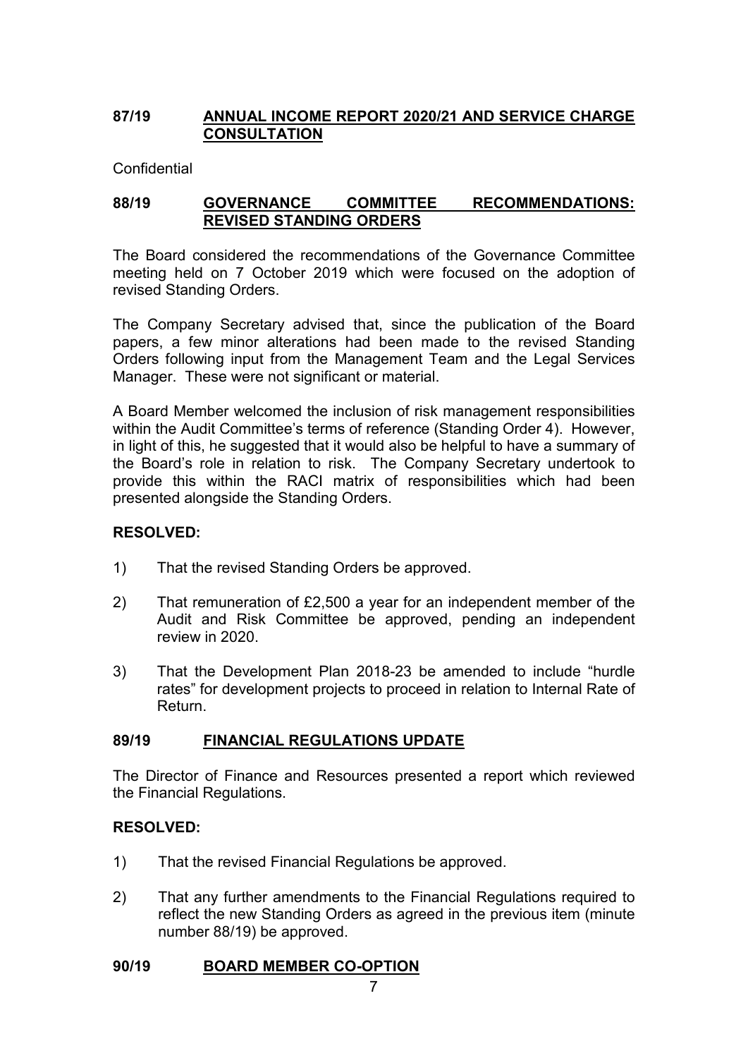## 87/19 ANNUAL INCOME REPORT 2020/21 AND SERVICE CHARGE CONSULTATION

Confidential

## 88/19 GOVERNANCE COMMITTEE RECOMMENDATIONS: REVISED STANDING ORDERS

The Board considered the recommendations of the Governance Committee meeting held on 7 October 2019 which were focused on the adoption of revised Standing Orders.

The Company Secretary advised that, since the publication of the Board papers, a few minor alterations had been made to the revised Standing Orders following input from the Management Team and the Legal Services Manager. These were not significant or material.

A Board Member welcomed the inclusion of risk management responsibilities within the Audit Committee's terms of reference (Standing Order 4). However, in light of this, he suggested that it would also be helpful to have a summary of the Board's role in relation to risk. The Company Secretary undertook to provide this within the RACI matrix of responsibilities which had been presented alongside the Standing Orders.

**RESOLVED:**

1) That the revised Standing Orders be approved.

2) That remuneration of £2,500 a year for an independent member of the Audit and Risk Committee be approved, pending an independent review in 2020.

3) That the Development Plan 2018-23 be amended to include "hurdle rates" for development projects to proceed in relation to Internal Rate of Return.

## 89/19 FINANCIAL REGULATIONS UPDATE

The Director of Finance and Resources presented a report which reviewed the Financial Regulations.

**RESOLVED:**

1) That the revised Financial Regulations be approved.

2) That any further amendments to the Financial Regulations required to reflect the new Standing Orders as agreed in the previous item (minute number 88/19) be approved.

## 90/19 BOARD MEMBER CO-OPTION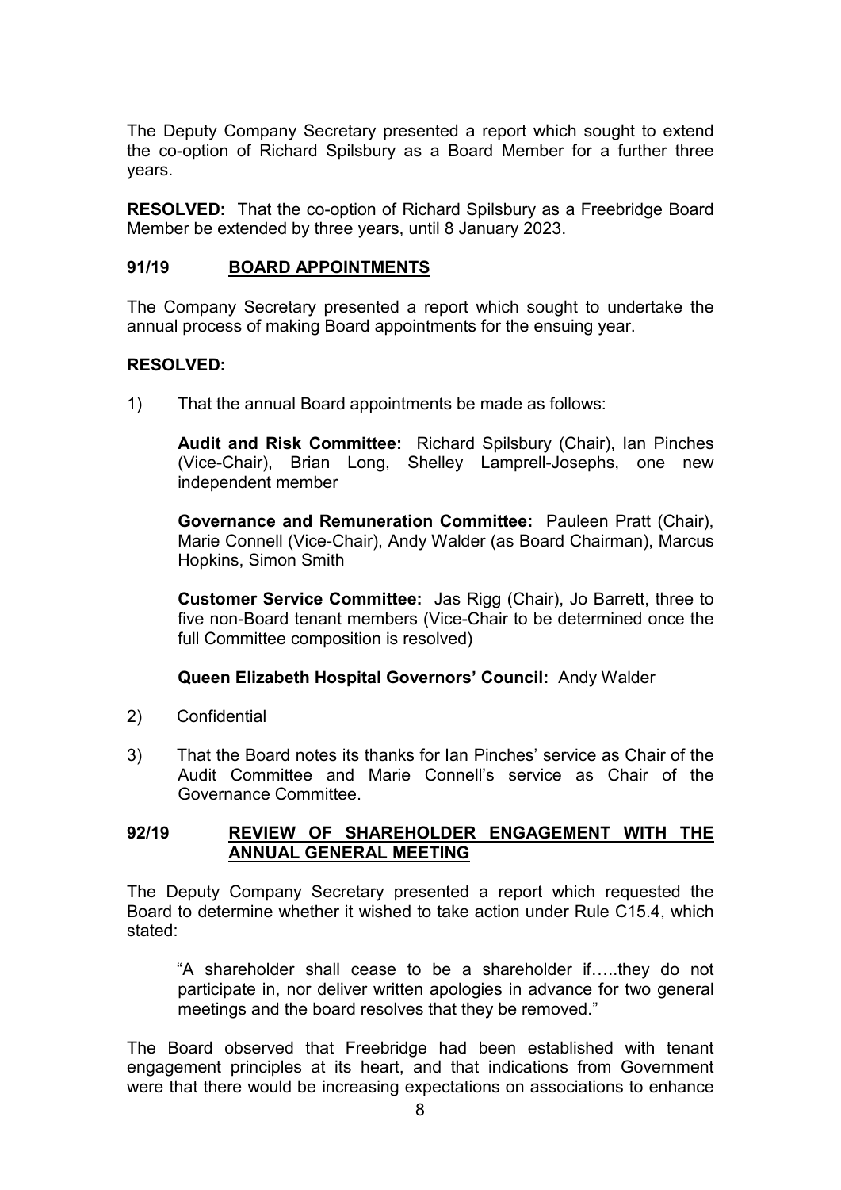The Deputy Company Secretary presented a report which sought to extend the co-option of Richard Spilsbury as a Board Member for a further three years.

**RESOLVED:** That the co-option of Richard Spilsbury as a Freebridge Board Member be extended by three years, until 8 January 2023.

### 91/19 BOARD APPOINTMENTS

The Company Secretary presented a report which sought to undertake the annual process of making Board appointments for the ensuing year.

**RESOLVED:**

1) That the annual Board appointments be made as follows:

   **Audit and Risk Committee:** Richard Spilsbury (Chair), Ian Pinches (Vice-Chair), Brian Long, Shelley Lamprell-Josephs, one new independent member

   **Governance and Remuneration Committee:** Pauleen Pratt (Chair), Marie Connell (Vice-Chair), Andy Walder (as Board Chairman), Marcus Hopkins, Simon Smith

   **Customer Service Committee:** Jas Rigg (Chair), Jo Barrett, three to five non-Board tenant members (Vice-Chair to be determined once the full Committee composition is resolved)

   **Queen Elizabeth Hospital Governors' Council:** Andy Walder

2) Confidential

3) That the Board notes its thanks for Ian Pinches' service as Chair of the Audit Committee and Marie Connell's service as Chair of the Governance Committee.

### 92/19 REVIEW OF SHAREHOLDER ENGAGEMENT WITH THE ANNUAL GENERAL MEETING

The Deputy Company Secretary presented a report which requested the Board to determine whether it wished to take action under Rule C15.4, which stated:

> "A shareholder shall cease to be a shareholder if…..they do not participate in, nor deliver written apologies in advance for two general meetings and the board resolves that they be removed."

The Board observed that Freebridge had been established with tenant engagement principles at its heart, and that indications from Government were that there would be increasing expectations on associations to enhance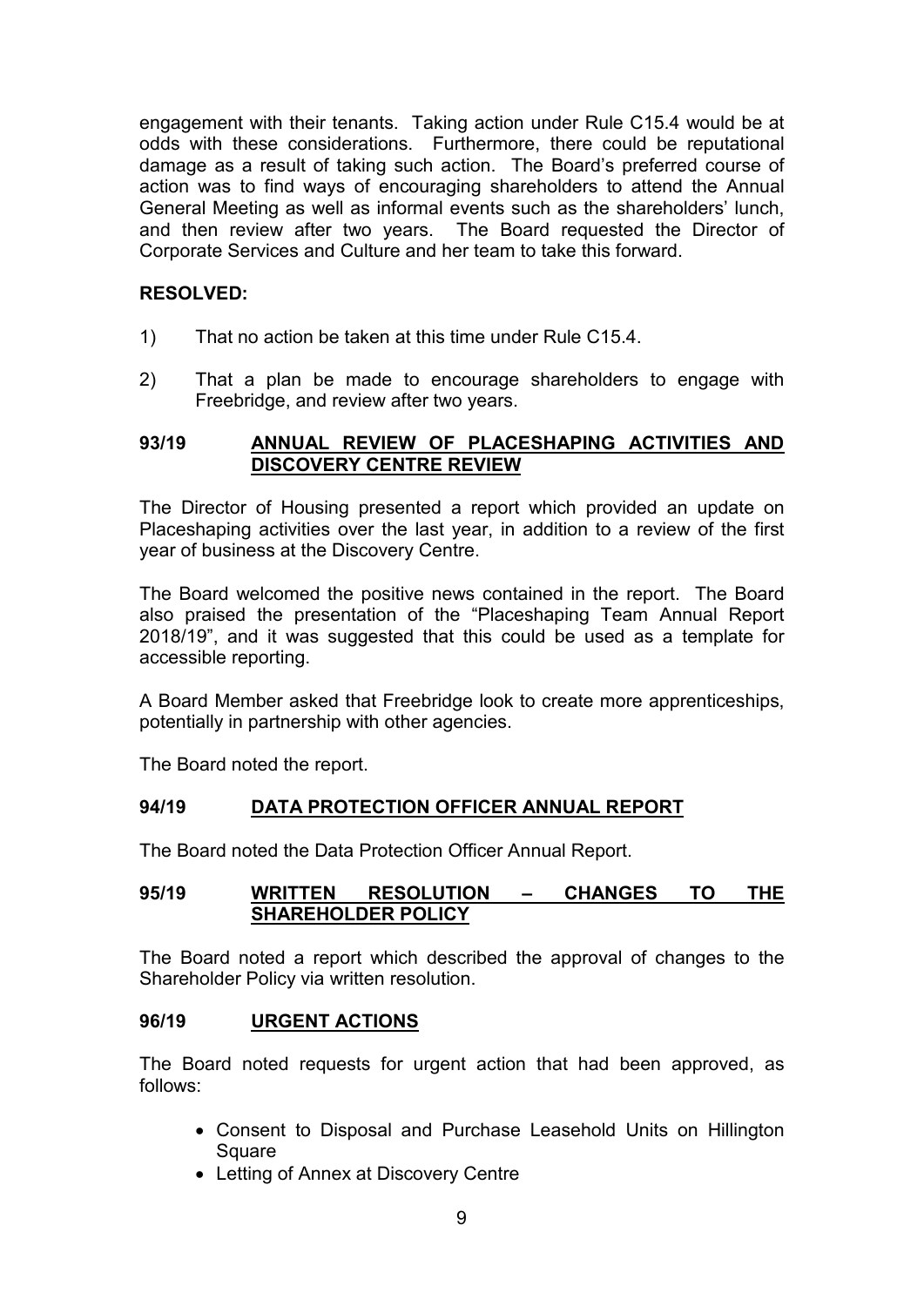engagement with their tenants. Taking action under Rule C15.4 would be at odds with these considerations. Furthermore, there could be reputational damage as a result of taking such action. The Board's preferred course of action was to find ways of encouraging shareholders to attend the Annual General Meeting as well as informal events such as the shareholders' lunch, and then review after two years. The Board requested the Director of Corporate Services and Culture and her team to take this forward.

**RESOLVED:**

1) That no action be taken at this time under Rule C15.4.

2) That a plan be made to encourage shareholders to engage with Freebridge, and review after two years.

## 93/19 ANNUAL REVIEW OF PLACESHAPING ACTIVITIES AND DISCOVERY CENTRE REVIEW

The Director of Housing presented a report which provided an update on Placeshaping activities over the last year, in addition to a review of the first year of business at the Discovery Centre.

The Board welcomed the positive news contained in the report. The Board also praised the presentation of the "Placeshaping Team Annual Report 2018/19", and it was suggested that this could be used as a template for accessible reporting.

A Board Member asked that Freebridge look to create more apprenticeships, potentially in partnership with other agencies.

The Board noted the report.

## 94/19 DATA PROTECTION OFFICER ANNUAL REPORT

The Board noted the Data Protection Officer Annual Report.

## 95/19 WRITTEN RESOLUTION – CHANGES TO THE SHAREHOLDER POLICY

The Board noted a report which described the approval of changes to the Shareholder Policy via written resolution.

## 96/19 URGENT ACTIONS

The Board noted requests for urgent action that had been approved, as follows:

- Consent to Disposal and Purchase Leasehold Units on Hillington Square
- Letting of Annex at Discovery Centre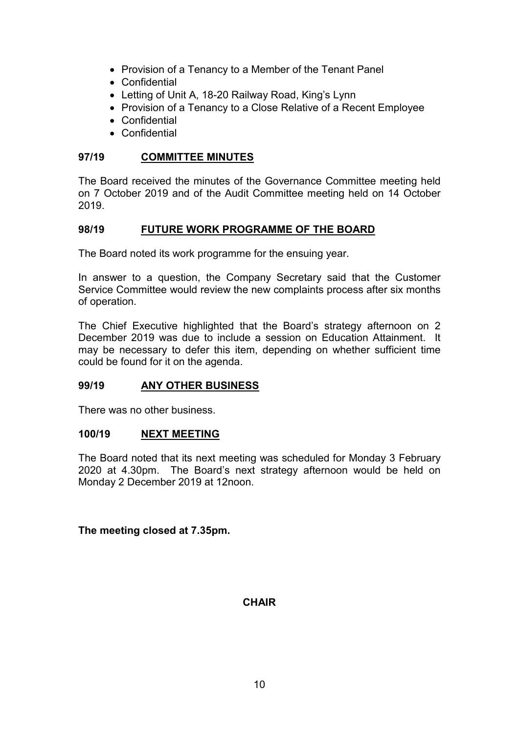- Provision of a Tenancy to a Member of the Tenant Panel
- Confidential
- Letting of Unit A, 18-20 Railway Road, King's Lynn
- Provision of a Tenancy to a Close Relative of a Recent Employee
- Confidential
- Confidential

## 97/19 COMMITTEE MINUTES

The Board received the minutes of the Governance Committee meeting held on 7 October 2019 and of the Audit Committee meeting held on 14 October 2019.

## 98/19 FUTURE WORK PROGRAMME OF THE BOARD

The Board noted its work programme for the ensuing year.

In answer to a question, the Company Secretary said that the Customer Service Committee would review the new complaints process after six months of operation.

The Chief Executive highlighted that the Board's strategy afternoon on 2 December 2019 was due to include a session on Education Attainment. It may be necessary to defer this item, depending on whether sufficient time could be found for it on the agenda.

## 99/19 ANY OTHER BUSINESS

There was no other business.

## 100/19 NEXT MEETING

The Board noted that its next meeting was scheduled for Monday 3 February 2020 at 4.30pm. The Board's next strategy afternoon would be held on Monday 2 December 2019 at 12noon.

**The meeting closed at 7.35pm.**

**CHAIR**